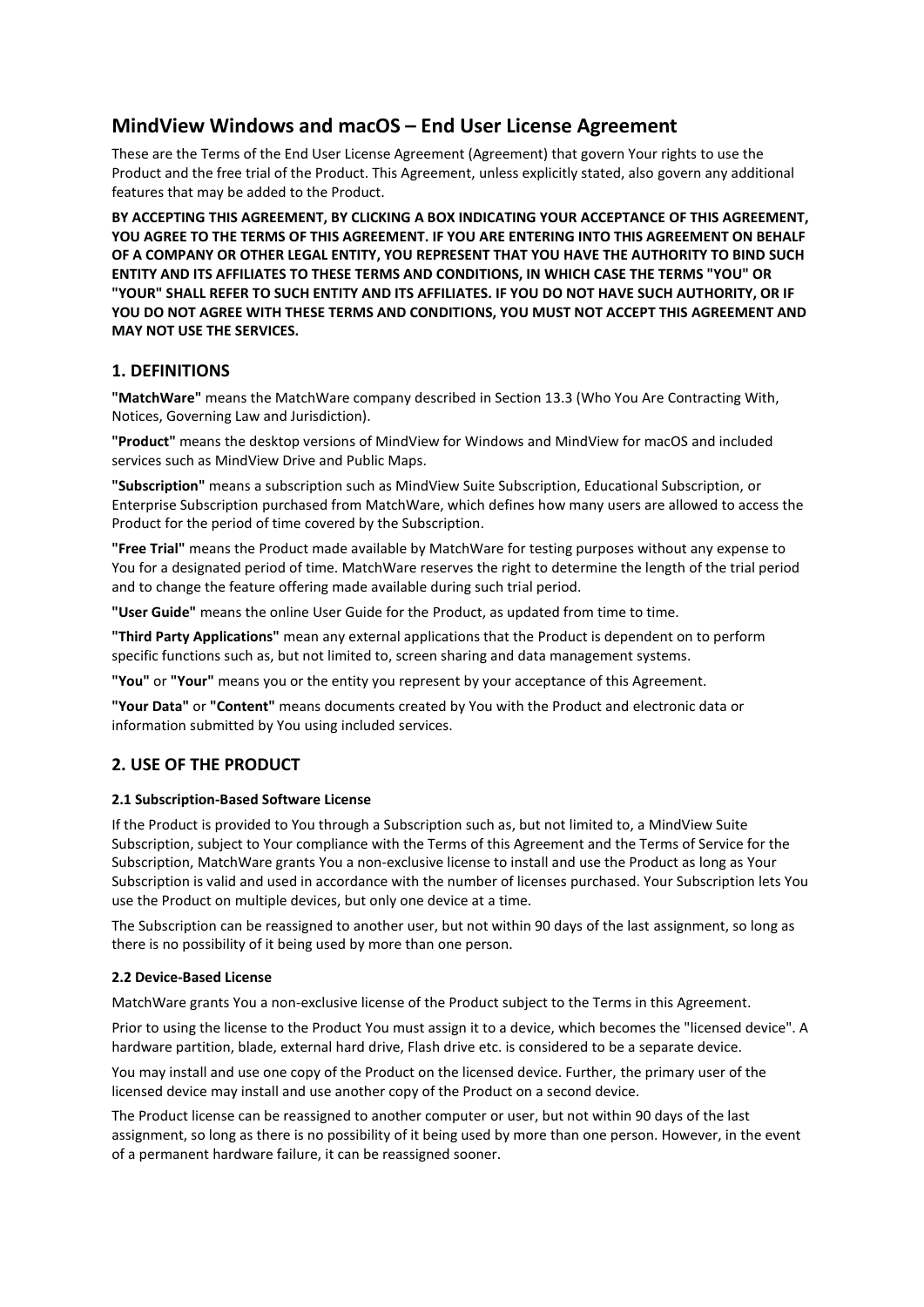# MindView Windows and macOS – End User License Agreement

These are the Terms of the End User License Agreement (Agreement) that govern Your rights to use the Product and the free trial of the Product. This Agreement, unless explicitly stated, also govern any additional features that may be added to the Product.

**BY ACCEPTING THIS AGREEMENT, BY CLICKING A BOX INDICATING YOUR ACCEPTANCE OF THIS AGREEMENT, YOU AGREE TO THE TERMS OF THIS AGREEMENT. IF YOU ARE ENTERING INTO THIS AGREEMENT ON BEHALF OF A COMPANY OR OTHER LEGAL ENTITY, YOU REPRESENT THAT YOU HAVE THE AUTHORITY TO BIND SUCH ENTITY AND ITS AFFILIATES TO THESE TERMS AND CONDITIONS, IN WHICH CASE THE TERMS "YOU" OR "YOUR" SHALL REFER TO SUCH ENTITY AND ITS AFFILIATES. IF YOU DO NOT HAVE SUCH AUTHORITY, OR IF YOU DO NOT AGREE WITH THESE TERMS AND CONDITIONS, YOU MUST NOT ACCEPT THIS AGREEMENT AND MAY NOT USE THE SERVICES.**

## 1. DEFINITIONS

**"MatchWare"** means the MatchWare company described in Section 13.3 (Who You Are Contracting With, Notices, Governing Law and Jurisdiction).

**"Product"** means the desktop versions of MindView for Windows and MindView for macOS and included services such as MindView Drive and Public Maps.

**"Subscription"** means a subscription such as MindView Suite Subscription, Educational Subscription, or Enterprise Subscription purchased from MatchWare, which defines how many users are allowed to access the Product for the period of time covered by the Subscription.

**"Free Trial"** means the Product made available by MatchWare for testing purposes without any expense to You for a designated period of time. MatchWare reserves the right to determine the length of the trial period and to change the feature offering made available during such trial period.

**"User Guide"** means the online User Guide for the Product, as updated from time to time.

**"Third Party Applications"** mean any external applications that the Product is dependent on to perform specific functions such as, but not limited to, screen sharing and data management systems.

**"You"** or **"Your"** means you or the entity you represent by your acceptance of this Agreement.

**"Your Data"** or **"Content"** means documents created by You with the Product and electronic data or information submitted by You using included services.

## 2. USE OF THE PRODUCT

#### 2.1 Subscription-Based Software License

If the Product is provided to You through a Subscription such as, but not limited to, a MindView Suite Subscription, subject to Your compliance with the Terms of this Agreement and the Terms of Service for the Subscription, MatchWare grants You a non-exclusive license to install and use the Product as long as Your Subscription is valid and used in accordance with the number of licenses purchased. Your Subscription lets You use the Product on multiple devices, but only one device at a time.

The Subscription can be reassigned to another user, but not within 90 days of the last assignment, so long as there is no possibility of it being used by more than one person.

#### 2.2 Device-Based License

MatchWare grants You a non-exclusive license of the Product subject to the Terms in this Agreement.

Prior to using the license to the Product You must assign it to a device, which becomes the "licensed device". A hardware partition, blade, external hard drive, Flash drive etc. is considered to be a separate device.

You may install and use one copy of the Product on the licensed device. Further, the primary user of the licensed device may install and use another copy of the Product on a second device.

The Product license can be reassigned to another computer or user, but not within 90 days of the last assignment, so long as there is no possibility of it being used by more than one person. However, in the event of a permanent hardware failure, it can be reassigned sooner.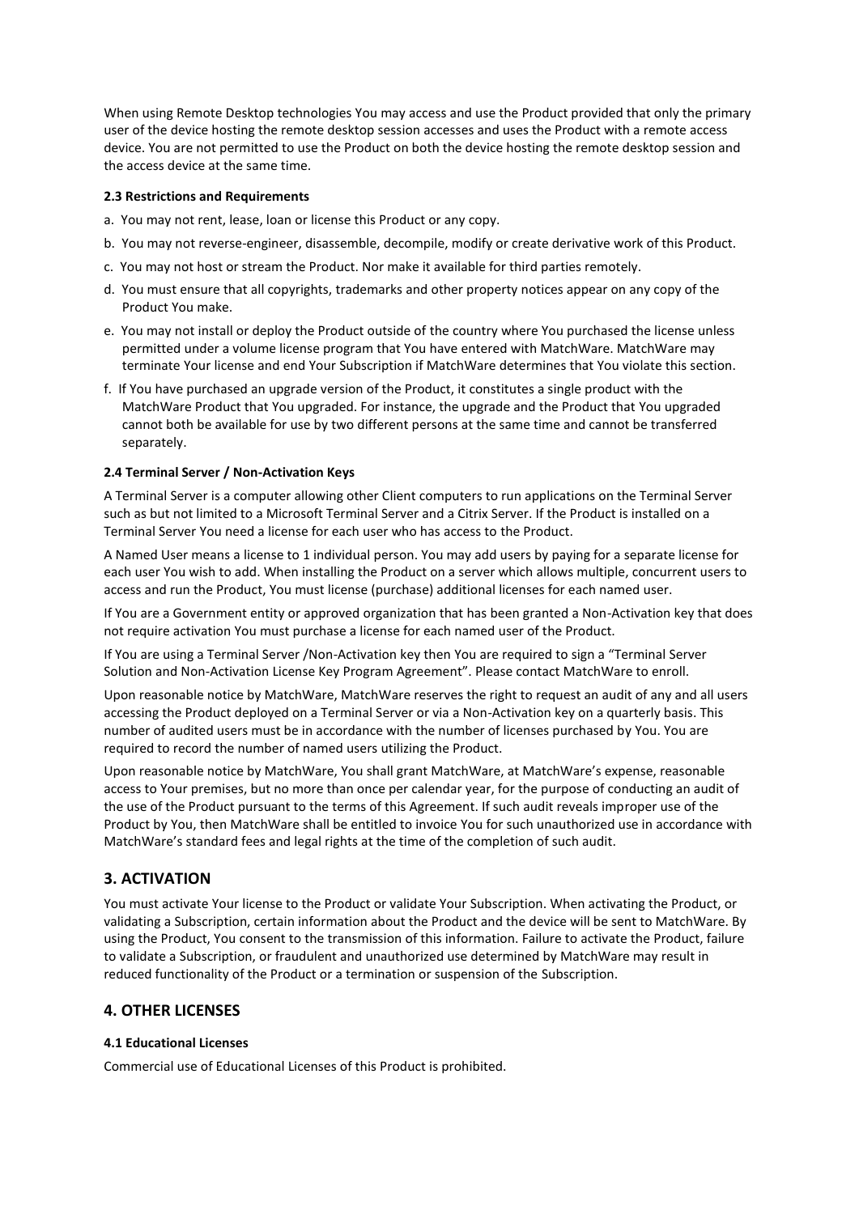When using Remote Desktop technologies You may access and use the Product provided that only the primary user of the device hosting the remote desktop session accesses and uses the Product with a remote access device. You are not permitted to use the Product on both the device hosting the remote desktop session and the access device at the same time.

#### 2.3 Restrictions and Requirements

a. You may not rent, lease, loan or license this Product or any copy.

b. You may not reverse-engineer, disassemble, decompile, modify or create derivative work of this Product.

c. You may not host or stream the Product. Nor make it available for third parties remotely.

d. You must ensure that all copyrights, trademarks and other property notices appear on any copy of the Product You make.

e. You may not install or deploy the Product outside of the country where You purchased the license unless permitted under a volume license program that You have entered with MatchWare. MatchWare may terminate Your license and end Your Subscription if MatchWare determines that You violate this section.

f. If You have purchased an upgrade version of the Product, it constitutes a single product with the MatchWare Product that You upgraded. For instance, the upgrade and the Product that You upgraded cannot both be available for use by two different persons at the same time and cannot be transferred separately.

#### 2.4 Terminal Server / Non-Activation Keys

A Terminal Server is a computer allowing other Client computers to run applications on the Terminal Server such as but not limited to a Microsoft Terminal Server and a Citrix Server. If the Product is installed on a Terminal Server You need a license for each user who has access to the Product.

A Named User means a license to 1 individual person. You may add users by paying for a separate license for each user You wish to add. When installing the Product on a server which allows multiple, concurrent users to access and run the Product, You must license (purchase) additional licenses for each named user.

If You are a Government entity or approved organization that has been granted a Non-Activation key that does not require activation You must purchase a license for each named user of the Product.

If You are using a Terminal Server /Non-Activation key then You are required to sign a "Terminal Server Solution and Non-Activation License Key Program Agreement". Please contact MatchWare to enroll.

Upon reasonable notice by MatchWare, MatchWare reserves the right to request an audit of any and all users accessing the Product deployed on a Terminal Server or via a Non-Activation key on a quarterly basis. This number of audited users must be in accordance with the number of licenses purchased by You. You are required to record the number of named users utilizing the Product.

Upon reasonable notice by MatchWare, You shall grant MatchWare, at MatchWare's expense, reasonable access to Your premises, but no more than once per calendar year, for the purpose of conducting an audit of the use of the Product pursuant to the terms of this Agreement. If such audit reveals improper use of the Product by You, then MatchWare shall be entitled to invoice You for such unauthorized use in accordance with MatchWare's standard fees and legal rights at the time of the completion of such audit.

## 3. ACTIVATION

You must activate Your license to the Product or validate Your Subscription. When activating the Product, or validating a Subscription, certain information about the Product and the device will be sent to MatchWare. By using the Product, You consent to the transmission of this information. Failure to activate the Product, failure to validate a Subscription, or fraudulent and unauthorized use determined by MatchWare may result in reduced functionality of the Product or a termination or suspension of the Subscription.

## 4. OTHER LICENSES

#### 4.1 Educational Licenses

Commercial use of Educational Licenses of this Product is prohibited.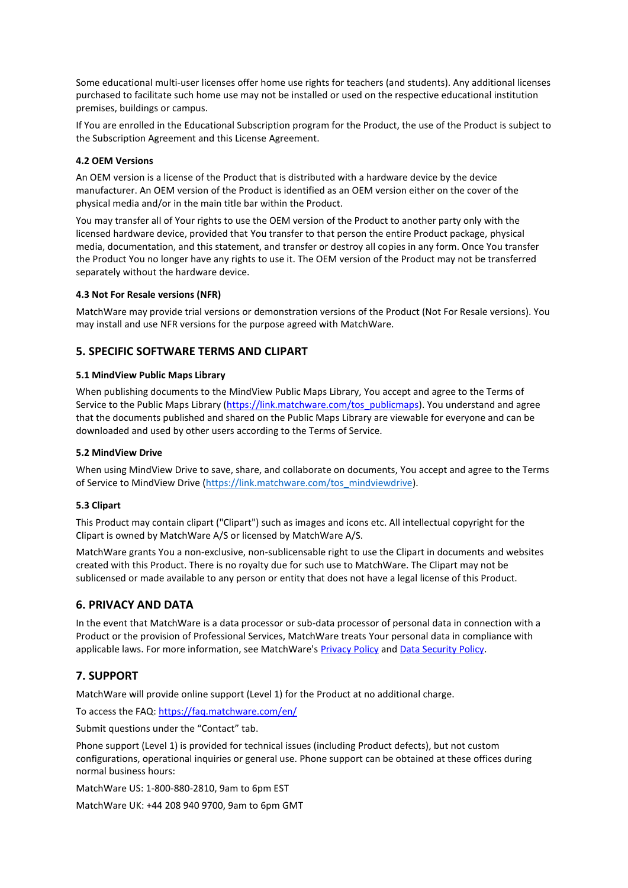Some educational multi-user licenses offer home use rights for teachers (and students). Any additional licenses purchased to facilitate such home use may not be installed or used on the respective educational institution premises, buildings or campus.

If You are enrolled in the Educational Subscription program for the Product, the use of the Product is subject to the Subscription Agreement and this License Agreement.

#### 4.2 OEM Versions

An OEM version is a license of the Product that is distributed with a hardware device by the device manufacturer. An OEM version of the Product is identified as an OEM version either on the cover of the physical media and/or in the main title bar within the Product.

You may transfer all of Your rights to use the OEM version of the Product to another party only with the licensed hardware device, provided that You transfer to that person the entire Product package, physical media, documentation, and this statement, and transfer or destroy all copies in any form. Once You transfer the Product You no longer have any rights to use it. The OEM version of the Product may not be transferred separately without the hardware device.

#### 4.3 Not For Resale versions (NFR)

MatchWare may provide trial versions or demonstration versions of the Product (Not For Resale versions). You may install and use NFR versions for the purpose agreed with MatchWare.

## 5. SPECIFIC SOFTWARE TERMS AND CLIPART

#### 5.1 MindView Public Maps Library

When publishing documents to the MindView Public Maps Library, You accept and agree to the Terms of Service to the Public Maps Library (https://link.matchware.com/tos_publicmaps). You understand and agree that the documents published and shared on the Public Maps Library are viewable for everyone and can be downloaded and used by other users according to the Terms of Service.

#### 5.2 MindView Drive

When using MindView Drive to save, share, and collaborate on documents, You accept and agree to the Terms of Service to MindView Drive (https://link.matchware.com/tos_mindviewdrive).

#### 5.3 Clipart

This Product may contain clipart ("Clipart") such as images and icons etc. All intellectual copyright for the Clipart is owned by MatchWare A/S or licensed by MatchWare A/S.

MatchWare grants You a non-exclusive, non-sublicensable right to use the Clipart in documents and websites created with this Product. There is no royalty due for such use to MatchWare. The Clipart may not be sublicensed or made available to any person or entity that does not have a legal license of this Product.

## 6. PRIVACY AND DATA

In the event that MatchWare is a data processor or sub-data processor of personal data in connection with a Product or the provision of Professional Services, MatchWare treats Your personal data in compliance with applicable laws. For more information, see MatchWare's Privacy Policy and Data Security Policy.

## 7. SUPPORT

MatchWare will provide online support (Level 1) for the Product at no additional charge.

To access the FAQ: https://faq.matchware.com/en/

Submit questions under the "Contact" tab.

Phone support (Level 1) is provided for technical issues (including Product defects), but not custom configurations, operational inquiries or general use. Phone support can be obtained at these offices during normal business hours:

MatchWare US: 1-800-880-2810, 9am to 6pm EST

MatchWare UK: +44 208 940 9700, 9am to 6pm GMT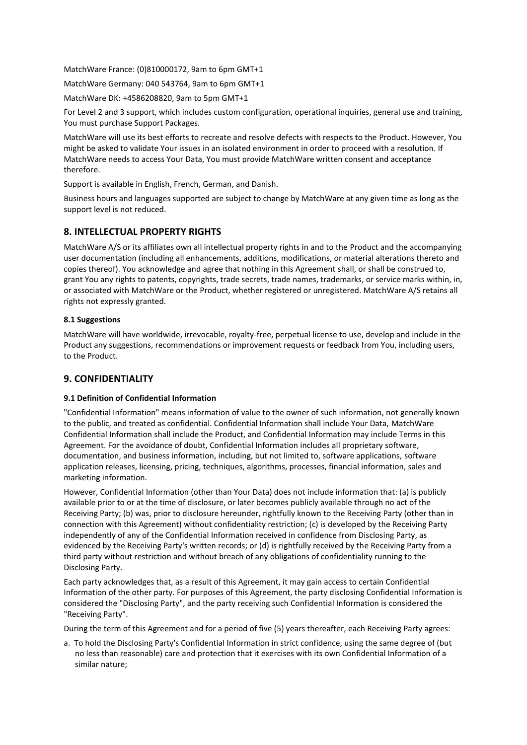MatchWare France: (0)810000172, 9am to 6pm GMT+1

MatchWare Germany: 040 543764, 9am to 6pm GMT+1

MatchWare DK: +4586208820, 9am to 5pm GMT+1

For Level 2 and 3 support, which includes custom configuration, operational inquiries, general use and training, You must purchase Support Packages.

MatchWare will use its best efforts to recreate and resolve defects with respects to the Product. However, You might be asked to validate Your issues in an isolated environment in order to proceed with a resolution. If MatchWare needs to access Your Data, You must provide MatchWare written consent and acceptance therefore.

Support is available in English, French, German, and Danish.

Business hours and languages supported are subject to change by MatchWare at any given time as long as the support level is not reduced.

## 8. INTELLECTUAL PROPERTY RIGHTS

MatchWare A/S or its affiliates own all intellectual property rights in and to the Product and the accompanying user documentation (including all enhancements, additions, modifications, or material alterations thereto and copies thereof). You acknowledge and agree that nothing in this Agreement shall, or shall be construed to, grant You any rights to patents, copyrights, trade secrets, trade names, trademarks, or service marks within, in, or associated with MatchWare or the Product, whether registered or unregistered. MatchWare A/S retains all rights not expressly granted.

### 8.1 Suggestions

MatchWare will have worldwide, irrevocable, royalty-free, perpetual license to use, develop and include in the Product any suggestions, recommendations or improvement requests or feedback from You, including users, to the Product.

## 9. CONFIDENTIALITY

### 9.1 Definition of Confidential Information

"Confidential Information" means information of value to the owner of such information, not generally known to the public, and treated as confidential. Confidential Information shall include Your Data, MatchWare Confidential Information shall include the Product, and Confidential Information may include Terms in this Agreement. For the avoidance of doubt, Confidential Information includes all proprietary software, documentation, and business information, including, but not limited to, software applications, software application releases, licensing, pricing, techniques, algorithms, processes, financial information, sales and marketing information.

However, Confidential Information (other than Your Data) does not include information that: (a) is publicly available prior to or at the time of disclosure, or later becomes publicly available through no act of the Receiving Party; (b) was, prior to disclosure hereunder, rightfully known to the Receiving Party (other than in connection with this Agreement) without confidentiality restriction; (c) is developed by the Receiving Party independently of any of the Confidential Information received in confidence from Disclosing Party, as evidenced by the Receiving Party's written records; or (d) is rightfully received by the Receiving Party from a third party without restriction and without breach of any obligations of confidentiality running to the Disclosing Party.

Each party acknowledges that, as a result of this Agreement, it may gain access to certain Confidential Information of the other party. For purposes of this Agreement, the party disclosing Confidential Information is considered the "Disclosing Party", and the party receiving such Confidential Information is considered the "Receiving Party".

During the term of this Agreement and for a period of five (5) years thereafter, each Receiving Party agrees:

a. To hold the Disclosing Party's Confidential Information in strict confidence, using the same degree of (but no less than reasonable) care and protection that it exercises with its own Confidential Information of a similar nature;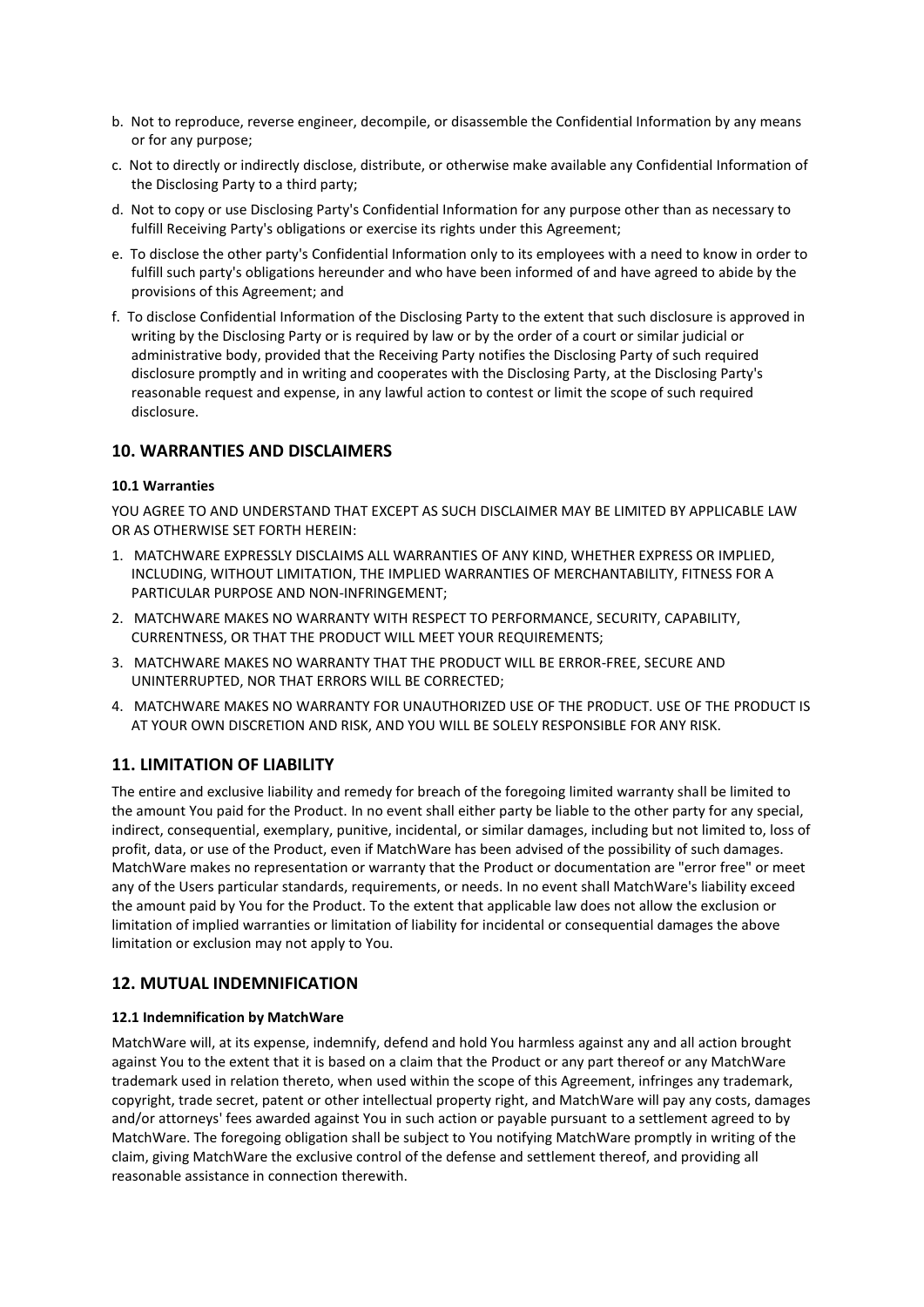b. Not to reproduce, reverse engineer, decompile, or disassemble the Confidential Information by any means or for any purpose;

c. Not to directly or indirectly disclose, distribute, or otherwise make available any Confidential Information of the Disclosing Party to a third party;

d. Not to copy or use Disclosing Party's Confidential Information for any purpose other than as necessary to fulfill Receiving Party's obligations or exercise its rights under this Agreement;

e. To disclose the other party's Confidential Information only to its employees with a need to know in order to fulfill such party's obligations hereunder and who have been informed of and have agreed to abide by the provisions of this Agreement; and

f. To disclose Confidential Information of the Disclosing Party to the extent that such disclosure is approved in writing by the Disclosing Party or is required by law or by the order of a court or similar judicial or administrative body, provided that the Receiving Party notifies the Disclosing Party of such required disclosure promptly and in writing and cooperates with the Disclosing Party, at the Disclosing Party's reasonable request and expense, in any lawful action to contest or limit the scope of such required disclosure.

## 10. WARRANTIES AND DISCLAIMERS

#### 10.1 Warranties

YOU AGREE TO AND UNDERSTAND THAT EXCEPT AS SUCH DISCLAIMER MAY BE LIMITED BY APPLICABLE LAW OR AS OTHERWISE SET FORTH HEREIN:

1. MATCHWARE EXPRESSLY DISCLAIMS ALL WARRANTIES OF ANY KIND, WHETHER EXPRESS OR IMPLIED, INCLUDING, WITHOUT LIMITATION, THE IMPLIED WARRANTIES OF MERCHANTABILITY, FITNESS FOR A PARTICULAR PURPOSE AND NON-INFRINGEMENT;
2. MATCHWARE MAKES NO WARRANTY WITH RESPECT TO PERFORMANCE, SECURITY, CAPABILITY, CURRENTNESS, OR THAT THE PRODUCT WILL MEET YOUR REQUIREMENTS;
3. MATCHWARE MAKES NO WARRANTY THAT THE PRODUCT WILL BE ERROR-FREE, SECURE AND UNINTERRUPTED, NOR THAT ERRORS WILL BE CORRECTED;
4. MATCHWARE MAKES NO WARRANTY FOR UNAUTHORIZED USE OF THE PRODUCT. USE OF THE PRODUCT IS AT YOUR OWN DISCRETION AND RISK, AND YOU WILL BE SOLELY RESPONSIBLE FOR ANY RISK.

## 11. LIMITATION OF LIABILITY

The entire and exclusive liability and remedy for breach of the foregoing limited warranty shall be limited to the amount You paid for the Product. In no event shall either party be liable to the other party for any special, indirect, consequential, exemplary, punitive, incidental, or similar damages, including but not limited to, loss of profit, data, or use of the Product, even if MatchWare has been advised of the possibility of such damages. MatchWare makes no representation or warranty that the Product or documentation are "error free" or meet any of the Users particular standards, requirements, or needs. In no event shall MatchWare's liability exceed the amount paid by You for the Product. To the extent that applicable law does not allow the exclusion or limitation of implied warranties or limitation of liability for incidental or consequential damages the above limitation or exclusion may not apply to You.

## 12. MUTUAL INDEMNIFICATION

#### 12.1 Indemnification by MatchWare

MatchWare will, at its expense, indemnify, defend and hold You harmless against any and all action brought against You to the extent that it is based on a claim that the Product or any part thereof or any MatchWare trademark used in relation thereto, when used within the scope of this Agreement, infringes any trademark, copyright, trade secret, patent or other intellectual property right, and MatchWare will pay any costs, damages and/or attorneys' fees awarded against You in such action or payable pursuant to a settlement agreed to by MatchWare. The foregoing obligation shall be subject to You notifying MatchWare promptly in writing of the claim, giving MatchWare the exclusive control of the defense and settlement thereof, and providing all reasonable assistance in connection therewith.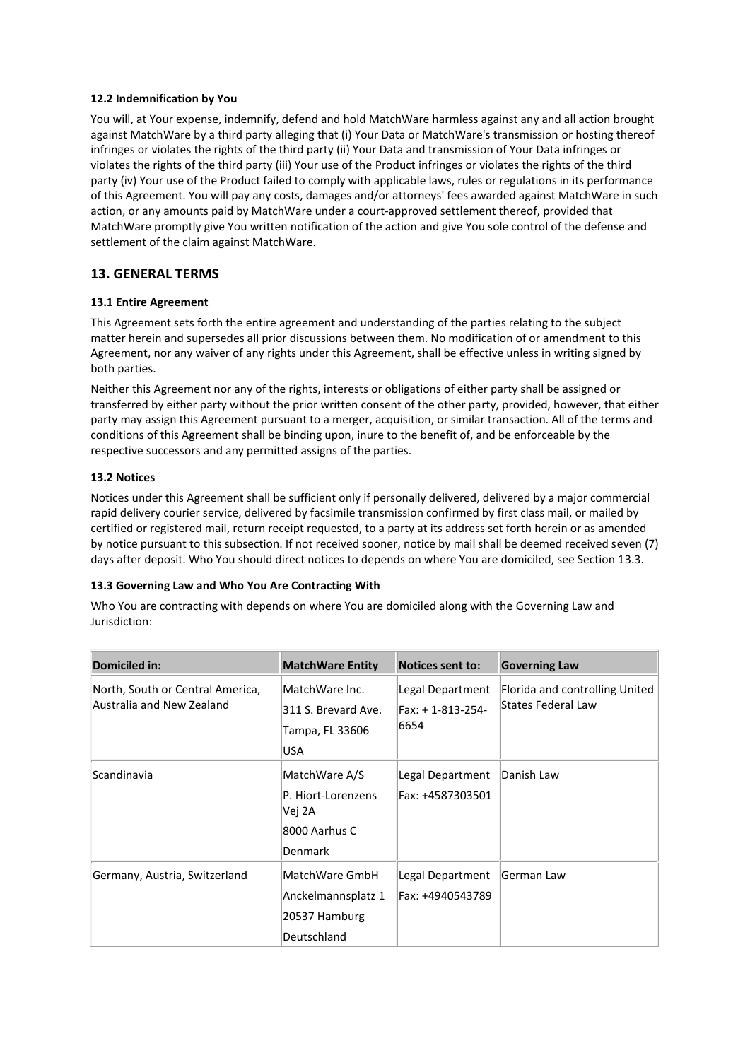### 12.2 Indemnification by You

You will, at Your expense, indemnify, defend and hold MatchWare harmless against any and all action brought against MatchWare by a third party alleging that (i) Your Data or MatchWare's transmission or hosting thereof infringes or violates the rights of the third party (ii) Your Data and transmission of Your Data infringes or violates the rights of the third party (iii) Your use of the Product infringes or violates the rights of the third party (iv) Your use of the Product failed to comply with applicable laws, rules or regulations in its performance of this Agreement. You will pay any costs, damages and/or attorneys' fees awarded against MatchWare in such action, or any amounts paid by MatchWare under a court-approved settlement thereof, provided that MatchWare promptly give You written notification of the action and give You sole control of the defense and settlement of the claim against MatchWare.

## 13. GENERAL TERMS

### 13.1 Entire Agreement

This Agreement sets forth the entire agreement and understanding of the parties relating to the subject matter herein and supersedes all prior discussions between them. No modification of or amendment to this Agreement, nor any waiver of any rights under this Agreement, shall be effective unless in writing signed by both parties.

Neither this Agreement nor any of the rights, interests or obligations of either party shall be assigned or transferred by either party without the prior written consent of the other party, provided, however, that either party may assign this Agreement pursuant to a merger, acquisition, or similar transaction. All of the terms and conditions of this Agreement shall be binding upon, inure to the benefit of, and be enforceable by the respective successors and any permitted assigns of the parties.

### 13.2 Notices

Notices under this Agreement shall be sufficient only if personally delivered, delivered by a major commercial rapid delivery courier service, delivered by facsimile transmission confirmed by first class mail, or mailed by certified or registered mail, return receipt requested, to a party at its address set forth herein or as amended by notice pursuant to this subsection. If not received sooner, notice by mail shall be deemed received seven (7) days after deposit. Who You should direct notices to depends on where You are domiciled, see Section 13.3.

### 13.3 Governing Law and Who You Are Contracting With

Who You are contracting with depends on where You are domiciled along with the Governing Law and Jurisdiction:

| Domiciled in: | MatchWare Entity | Notices sent to: | Governing Law |
|---|---|---|---|
| North, South or Central America, Australia and New Zealand | MatchWare Inc.<br>311 S. Brevard Ave.<br>Tampa, FL 33606<br>USA | Legal Department<br>Fax: + 1-813-254-6654 | Florida and controlling United States Federal Law |
| Scandinavia | MatchWare A/S<br>P. Hiort-Lorenzens Vej 2A<br>8000 Aarhus C<br>Denmark | Legal Department<br>Fax: +4587303501 | Danish Law |
| Germany, Austria, Switzerland | MatchWare GmbH<br>Anckelmannsplatz 1<br>20537 Hamburg<br>Deutschland | Legal Department<br>Fax: +4940543789 | German Law |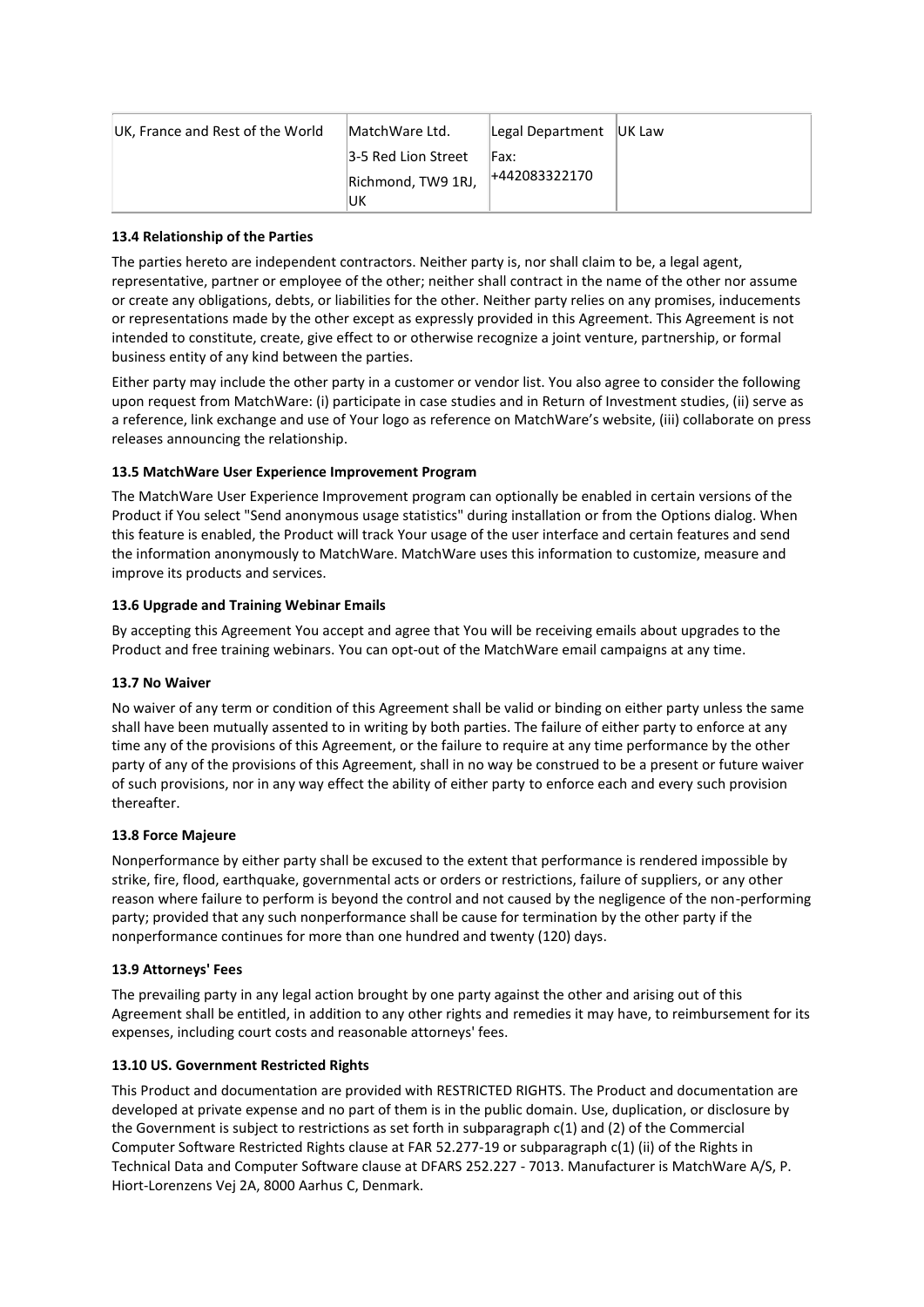| | | | |
|---|---|---|---|
| UK, France and Rest of the World | MatchWare Ltd.<br>3-5 Red Lion Street<br>Richmond, TW9 1RJ, UK | Legal Department<br>Fax:<br>+442083322170 | UK Law |

**13.4 Relationship of the Parties**

The parties hereto are independent contractors. Neither party is, nor shall claim to be, a legal agent, representative, partner or employee of the other; neither shall contract in the name of the other nor assume or create any obligations, debts, or liabilities for the other. Neither party relies on any promises, inducements or representations made by the other except as expressly provided in this Agreement. This Agreement is not intended to constitute, create, give effect to or otherwise recognize a joint venture, partnership, or formal business entity of any kind between the parties.

Either party may include the other party in a customer or vendor list. You also agree to consider the following upon request from MatchWare: (i) participate in case studies and in Return of Investment studies, (ii) serve as a reference, link exchange and use of Your logo as reference on MatchWare's website, (iii) collaborate on press releases announcing the relationship.

**13.5 MatchWare User Experience Improvement Program**

The MatchWare User Experience Improvement program can optionally be enabled in certain versions of the Product if You select "Send anonymous usage statistics" during installation or from the Options dialog. When this feature is enabled, the Product will track Your usage of the user interface and certain features and send the information anonymously to MatchWare. MatchWare uses this information to customize, measure and improve its products and services.

**13.6 Upgrade and Training Webinar Emails**

By accepting this Agreement You accept and agree that You will be receiving emails about upgrades to the Product and free training webinars. You can opt-out of the MatchWare email campaigns at any time.

**13.7 No Waiver**

No waiver of any term or condition of this Agreement shall be valid or binding on either party unless the same shall have been mutually assented to in writing by both parties. The failure of either party to enforce at any time any of the provisions of this Agreement, or the failure to require at any time performance by the other party of any of the provisions of this Agreement, shall in no way be construed to be a present or future waiver of such provisions, nor in any way effect the ability of either party to enforce each and every such provision thereafter.

**13.8 Force Majeure**

Nonperformance by either party shall be excused to the extent that performance is rendered impossible by strike, fire, flood, earthquake, governmental acts or orders or restrictions, failure of suppliers, or any other reason where failure to perform is beyond the control and not caused by the negligence of the non-performing party; provided that any such nonperformance shall be cause for termination by the other party if the nonperformance continues for more than one hundred and twenty (120) days.

**13.9 Attorneys' Fees**

The prevailing party in any legal action brought by one party against the other and arising out of this Agreement shall be entitled, in addition to any other rights and remedies it may have, to reimbursement for its expenses, including court costs and reasonable attorneys' fees.

**13.10 US. Government Restricted Rights**

This Product and documentation are provided with RESTRICTED RIGHTS. The Product and documentation are developed at private expense and no part of them is in the public domain. Use, duplication, or disclosure by the Government is subject to restrictions as set forth in subparagraph c(1) and (2) of the Commercial Computer Software Restricted Rights clause at FAR 52.277-19 or subparagraph c(1) (ii) of the Rights in Technical Data and Computer Software clause at DFARS 252.227 - 7013. Manufacturer is MatchWare A/S, P. Hiort-Lorenzens Vej 2A, 8000 Aarhus C, Denmark.